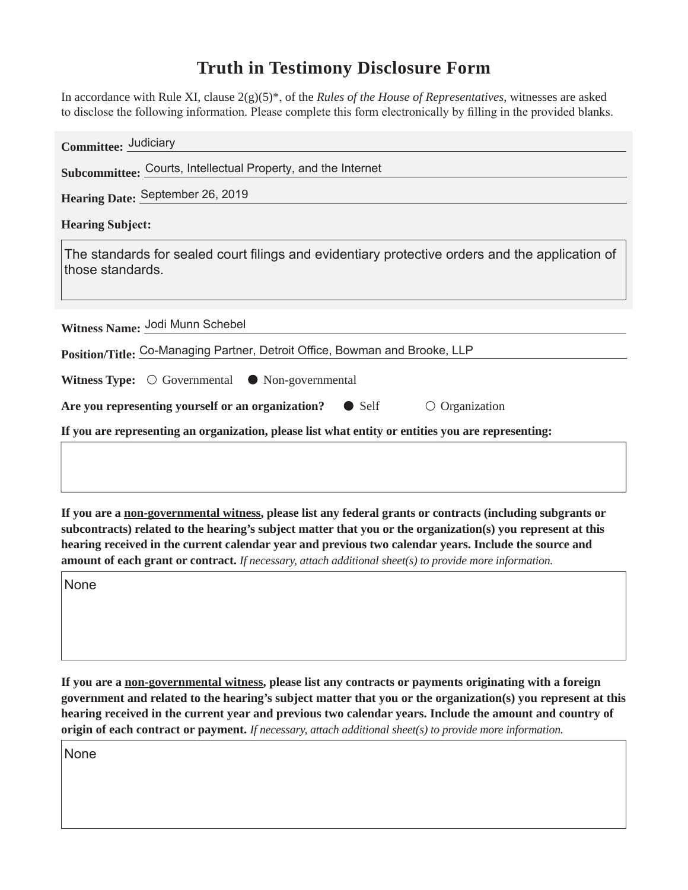# Truth in Testimony Disclosure Form

In accordance with Rule XI, clause 2(g)(5)*, of the *Rules of the House of Representatives*, witnesses are asked to disclose the following information. Please complete this form electronically by filling in the provided blanks.

**Committee:** Judiciary

**Subcommittee:** Courts, Intellectual Property, and the Internet

**Hearing Date:** September 26, 2019

**Hearing Subject:**

The standards for sealed court filings and evidentiary protective orders and the application of those standards.

**Witness Name:** Jodi Munn Schebel

**Position/Title:** Co-Managing Partner, Detroit Office, Bowman and Brooke, LLP

**Witness Type:** ○ Governmental ● Non-governmental

**Are you representing yourself or an organization?** ● Self ○ Organization

**If you are representing an organization, please list what entity or entities you are representing:**

**If you are a non-governmental witness, please list any federal grants or contracts (including subgrants or subcontracts) related to the hearing's subject matter that you or the organization(s) you represent at this hearing received in the current calendar year and previous two calendar years. Include the source and amount of each grant or contract.** *If necessary, attach additional sheet(s) to provide more information.*

None

**If you are a non-governmental witness, please list any contracts or payments originating with a foreign government and related to the hearing's subject matter that you or the organization(s) you represent at this hearing received in the current year and previous two calendar years. Include the amount and country of origin of each contract or payment.** *If necessary, attach additional sheet(s) to provide more information.*

None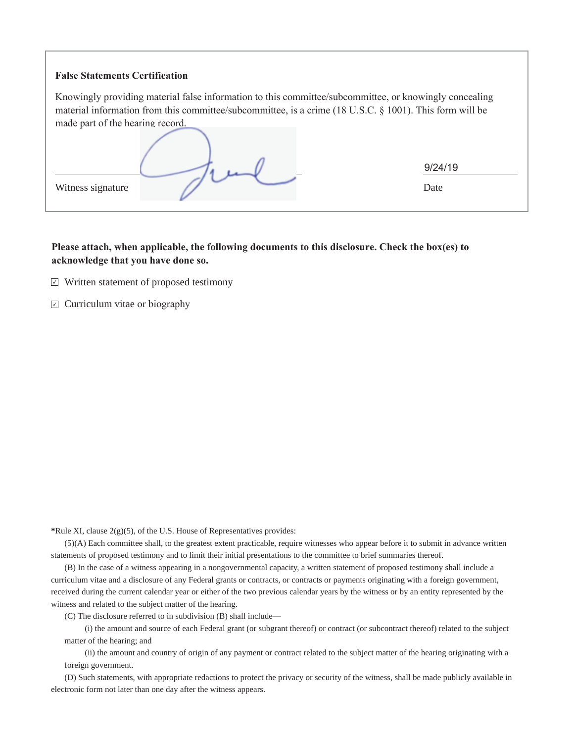**False Statements Certification**

Knowingly providing material false information to this committee/subcommittee, or knowingly concealing material information from this committee/subcommittee, is a crime (18 U.S.C. § 1001). This form will be made part of the hearing record.

Witness signature

9/24/19

Date

**Please attach, when applicable, the following documents to this disclosure. Check the box(es) to acknowledge that you have done so.**

- ☑ Written statement of proposed testimony
- ☑ Curriculum vitae or biography

*Rule XI, clause 2(g)(5), of the U.S. House of Representatives provides:

(5)(A) Each committee shall, to the greatest extent practicable, require witnesses who appear before it to submit in advance written statements of proposed testimony and to limit their initial presentations to the committee to brief summaries thereof.

(B) In the case of a witness appearing in a nongovernmental capacity, a written statement of proposed testimony shall include a curriculum vitae and a disclosure of any Federal grants or contracts, or contracts or payments originating with a foreign government, received during the current calendar year or either of the two previous calendar years by the witness or by an entity represented by the witness and related to the subject matter of the hearing.

(C) The disclosure referred to in subdivision (B) shall include—

(i) the amount and source of each Federal grant (or subgrant thereof) or contract (or subcontract thereof) related to the subject matter of the hearing; and

(ii) the amount and country of origin of any payment or contract related to the subject matter of the hearing originating with a foreign government.

(D) Such statements, with appropriate redactions to protect the privacy or security of the witness, shall be made publicly available in electronic form not later than one day after the witness appears.